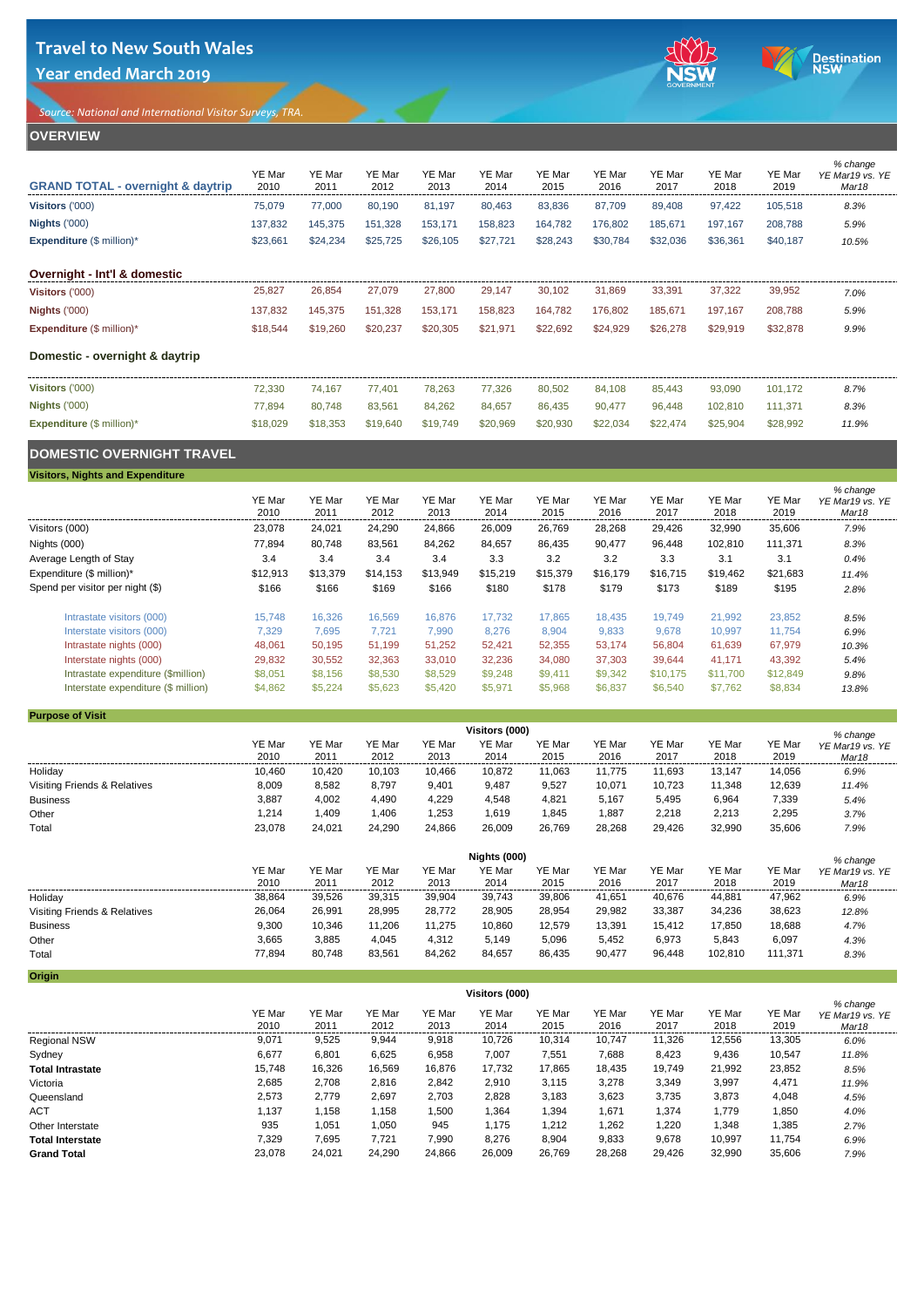# Travel to New South Wales
## Year ended March 2019

*Source: National and International Visitor Surveys, TRA.*

## OVERVIEW

| GRAND TOTAL - overnight & daytrip | YE Mar 2010 | YE Mar 2011 | YE Mar 2012 | YE Mar 2013 | YE Mar 2014 | YE Mar 2015 | YE Mar 2016 | YE Mar 2017 | YE Mar 2018 | YE Mar 2019 | % change YE Mar19 vs. YE Mar18 |
|---|---|---|---|---|---|---|---|---|---|---|---|
| **Visitors** ('000) | 75,079 | 77,000 | 80,190 | 81,197 | 80,463 | 83,836 | 87,709 | 89,408 | 97,422 | 105,518 | 8.3% |
| **Nights** ('000) | 137,832 | 145,375 | 151,328 | 153,171 | 158,823 | 164,782 | 176,802 | 185,671 | 197,167 | 208,788 | 5.9% |
| **Expenditure** ($ million)* | $23,661 | $24,234 | $25,725 | $26,105 | $27,721 | $28,243 | $30,784 | $32,036 | $36,361 | $40,187 | 10.5% |

| Overnight - Int'l & domestic | | | | | | | | | | | |
|---|---|---|---|---|---|---|---|---|---|---|---|
| **Visitors** ('000) | 25,827 | 26,854 | 27,079 | 27,800 | 29,147 | 30,102 | 31,869 | 33,391 | 37,322 | 39,952 | 7.0% |
| **Nights** ('000) | 137,832 | 145,375 | 151,328 | 153,171 | 158,823 | 164,782 | 176,802 | 185,671 | 197,167 | 208,788 | 5.9% |
| **Expenditure** ($ million)* | $18,544 | $19,260 | $20,237 | $20,305 | $21,971 | $22,692 | $24,929 | $26,278 | $29,919 | $32,878 | 9.9% |

| Domestic - overnight & daytrip | | | | | | | | | | | |
|---|---|---|---|---|---|---|---|---|---|---|---|
| **Visitors** ('000) | 72,330 | 74,167 | 77,401 | 78,263 | 77,326 | 80,502 | 84,108 | 85,443 | 93,090 | 101,172 | 8.7% |
| **Nights** ('000) | 77,894 | 80,748 | 83,561 | 84,262 | 84,657 | 86,435 | 90,477 | 96,448 | 102,810 | 111,371 | 8.3% |
| **Expenditure** ($ million)* | $18,029 | $18,353 | $19,640 | $19,749 | $20,969 | $20,930 | $22,034 | $22,474 | $25,904 | $28,992 | 11.9% |

## DOMESTIC OVERNIGHT TRAVEL

### Visitors, Nights and Expenditure

| | YE Mar 2010 | YE Mar 2011 | YE Mar 2012 | YE Mar 2013 | YE Mar 2014 | YE Mar 2015 | YE Mar 2016 | YE Mar 2017 | YE Mar 2018 | YE Mar 2019 | % change YE Mar19 vs. YE Mar18 |
|---|---|---|---|---|---|---|---|---|---|---|---|
| Visitors (000) | 23,078 | 24,021 | 24,290 | 24,866 | 26,009 | 26,769 | 28,268 | 29,426 | 32,990 | 35,606 | 7.9% |
| Nights (000) | 77,894 | 80,748 | 83,561 | 84,262 | 84,657 | 86,435 | 90,477 | 96,448 | 102,810 | 111,371 | 8.3% |
| Average Length of Stay | 3.4 | 3.4 | 3.4 | 3.4 | 3.3 | 3.2 | 3.2 | 3.3 | 3.1 | 3.1 | 0.4% |
| Expenditure ($ million)* | $12,913 | $13,379 | $14,153 | $13,949 | $15,219 | $15,379 | $16,179 | $16,715 | $19,462 | $21,683 | 11.4% |
| Spend per visitor per night ($) | $166 | $166 | $169 | $166 | $180 | $178 | $179 | $173 | $189 | $195 | 2.8% |
| Intrastate visitors (000) | 15,748 | 16,326 | 16,569 | 16,876 | 17,732 | 17,865 | 18,435 | 19,749 | 21,992 | 23,852 | 8.5% |
| Interstate visitors (000) | 7,329 | 7,695 | 7,721 | 7,990 | 8,276 | 8,904 | 9,833 | 9,678 | 10,997 | 11,754 | 6.9% |
| Intrastate nights (000) | 48,061 | 50,195 | 51,199 | 51,252 | 52,421 | 52,355 | 53,174 | 56,804 | 61,639 | 67,979 | 10.3% |
| Interstate nights (000) | 29,832 | 30,552 | 32,363 | 33,010 | 32,236 | 34,080 | 37,303 | 39,644 | 41,171 | 43,392 | 5.4% |
| Intrastate expenditure ($million) | $8,051 | $8,156 | $8,530 | $8,529 | $9,248 | $9,411 | $9,342 | $10,175 | $11,700 | $12,849 | 9.8% |
| Interstate expenditure ($ million) | $4,862 | $5,224 | $5,623 | $5,420 | $5,971 | $5,968 | $6,837 | $6,540 | $7,762 | $8,834 | 13.8% |

### Purpose of Visit

| Visitors (000) | YE Mar 2010 | YE Mar 2011 | YE Mar 2012 | YE Mar 2013 | YE Mar 2014 | YE Mar 2015 | YE Mar 2016 | YE Mar 2017 | YE Mar 2018 | YE Mar 2019 | % change YE Mar19 vs. YE Mar18 |
|---|---|---|---|---|---|---|---|---|---|---|---|
| Holiday | 10,460 | 10,420 | 10,103 | 10,466 | 10,872 | 11,063 | 11,775 | 11,693 | 13,147 | 14,056 | 6.9% |
| Visiting Friends & Relatives | 8,009 | 8,582 | 8,797 | 9,401 | 9,487 | 9,527 | 10,071 | 10,723 | 11,348 | 12,639 | 11.4% |
| Business | 3,887 | 4,002 | 4,490 | 4,229 | 4,548 | 4,821 | 5,167 | 5,495 | 6,964 | 7,339 | 5.4% |
| Other | 1,214 | 1,409 | 1,406 | 1,253 | 1,619 | 1,845 | 1,887 | 2,218 | 2,213 | 2,295 | 3.7% |
| Total | 23,078 | 24,021 | 24,290 | 24,866 | 26,009 | 26,769 | 28,268 | 29,426 | 32,990 | 35,606 | 7.9% |

| Nights (000) | YE Mar 2010 | YE Mar 2011 | YE Mar 2012 | YE Mar 2013 | YE Mar 2014 | YE Mar 2015 | YE Mar 2016 | YE Mar 2017 | YE Mar 2018 | YE Mar 2019 | % change YE Mar19 vs. YE Mar18 |
|---|---|---|---|---|---|---|---|---|---|---|---|
| Holiday | 38,864 | 39,526 | 39,315 | 39,904 | 39,743 | 39,806 | 41,651 | 40,676 | 44,881 | 47,962 | 6.9% |
| Visiting Friends & Relatives | 26,064 | 26,991 | 28,995 | 28,772 | 28,905 | 28,954 | 29,982 | 33,387 | 34,236 | 38,623 | 12.8% |
| Business | 9,300 | 10,346 | 11,206 | 11,275 | 10,860 | 12,579 | 13,391 | 15,412 | 17,850 | 18,688 | 4.7% |
| Other | 3,665 | 3,885 | 4,045 | 4,312 | 5,149 | 5,096 | 5,452 | 6,973 | 5,843 | 6,097 | 4.3% |
| Total | 77,894 | 80,748 | 83,561 | 84,262 | 84,657 | 86,435 | 90,477 | 96,448 | 102,810 | 111,371 | 8.3% |

### Origin

| Visitors (000) | YE Mar 2010 | YE Mar 2011 | YE Mar 2012 | YE Mar 2013 | YE Mar 2014 | YE Mar 2015 | YE Mar 2016 | YE Mar 2017 | YE Mar 2018 | YE Mar 2019 | % change YE Mar19 vs. YE Mar18 |
|---|---|---|---|---|---|---|---|---|---|---|---|
| Regional NSW | 9,071 | 9,525 | 9,944 | 9,918 | 10,726 | 10,314 | 10,747 | 11,326 | 12,556 | 13,305 | 6.0% |
| Sydney | 6,677 | 6,801 | 6,625 | 6,958 | 7,007 | 7,551 | 7,688 | 8,423 | 9,436 | 10,547 | 11.8% |
| **Total Intrastate** | 15,748 | 16,326 | 16,569 | 16,876 | 17,732 | 17,865 | 18,435 | 19,749 | 21,992 | 23,852 | 8.5% |
| Victoria | 2,685 | 2,708 | 2,816 | 2,842 | 2,910 | 3,115 | 3,278 | 3,349 | 3,997 | 4,471 | 11.9% |
| Queensland | 2,573 | 2,779 | 2,697 | 2,703 | 2,828 | 3,183 | 3,623 | 3,735 | 3,873 | 4,048 | 4.5% |
| ACT | 1,137 | 1,158 | 1,158 | 1,500 | 1,364 | 1,394 | 1,671 | 1,374 | 1,779 | 1,850 | 4.0% |
| Other Interstate | 935 | 1,051 | 1,050 | 945 | 1,175 | 1,212 | 1,262 | 1,220 | 1,348 | 1,385 | 2.7% |
| **Total Interstate** | 7,329 | 7,695 | 7,721 | 7,990 | 8,276 | 8,904 | 9,833 | 9,678 | 10,997 | 11,754 | 6.9% |
| **Grand Total** | 23,078 | 24,021 | 24,290 | 24,866 | 26,009 | 26,769 | 28,268 | 29,426 | 32,990 | 35,606 | 7.9% |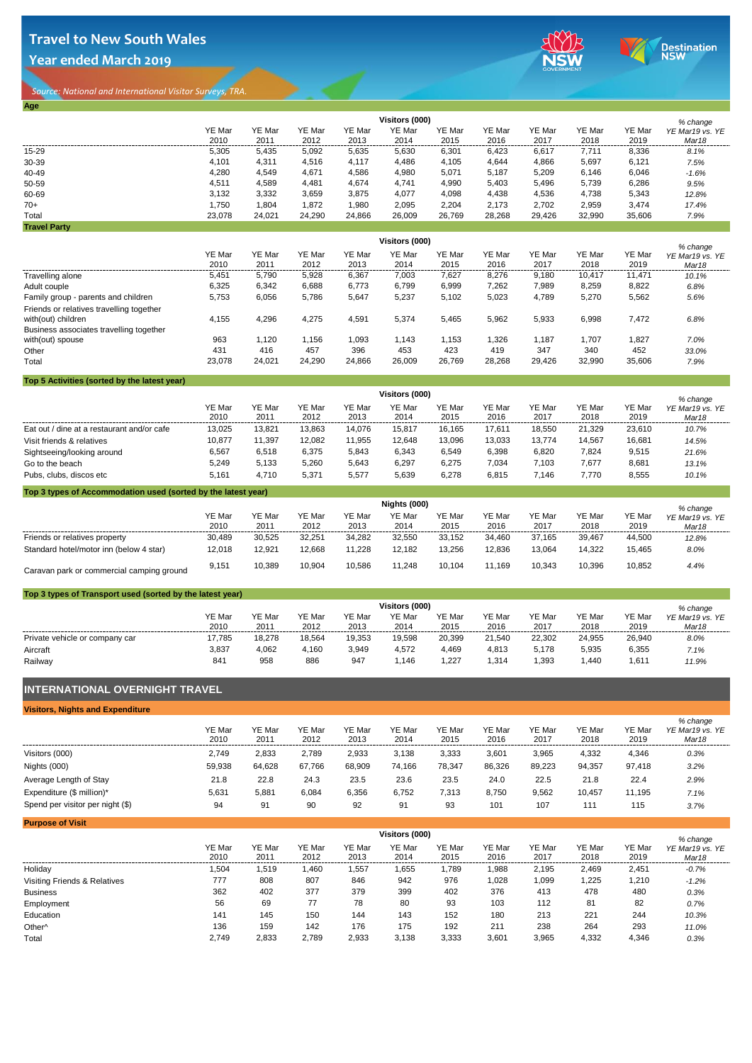# Travel to New South Wales

## Year ended March 2019

*Source: National and International Visitor Surveys, TRA.*

### Age

| | Visitors (000) | | | | | | | | | | % change |
|---|---|---|---|---|---|---|---|---|---|---|---|
| | YE Mar 2010 | YE Mar 2011 | YE Mar 2012 | YE Mar 2013 | YE Mar 2014 | YE Mar 2015 | YE Mar 2016 | YE Mar 2017 | YE Mar 2018 | YE Mar 2019 | YE Mar19 vs. YE Mar18 |
| 15-29 | 5,305 | 5,435 | 5,092 | 5,635 | 5,630 | 6,301 | 6,423 | 6,617 | 7,711 | 8,336 | 8.1% |
| 30-39 | 4,101 | 4,311 | 4,516 | 4,117 | 4,486 | 4,105 | 4,644 | 4,866 | 5,697 | 6,121 | 7.5% |
| 40-49 | 4,280 | 4,549 | 4,671 | 4,586 | 4,980 | 5,071 | 5,187 | 5,209 | 6,146 | 6,046 | -1.6% |
| 50-59 | 4,511 | 4,589 | 4,481 | 4,674 | 4,741 | 4,990 | 5,403 | 5,496 | 5,739 | 6,286 | 9.5% |
| 60-69 | 3,132 | 3,332 | 3,659 | 3,875 | 4,077 | 4,098 | 4,438 | 4,536 | 4,738 | 5,343 | 12.8% |
| 70+ | 1,750 | 1,804 | 1,872 | 1,980 | 2,095 | 2,204 | 2,173 | 2,702 | 2,959 | 3,474 | 17.4% |
| Total | 23,078 | 24,021 | 24,290 | 24,866 | 26,009 | 26,769 | 28,268 | 29,426 | 32,990 | 35,606 | 7.9% |

### Travel Party

| | Visitors (000) | | | | | | | | | | % change |
|---|---|---|---|---|---|---|---|---|---|---|---|
| | YE Mar 2010 | YE Mar 2011 | YE Mar 2012 | YE Mar 2013 | YE Mar 2014 | YE Mar 2015 | YE Mar 2016 | YE Mar 2017 | YE Mar 2018 | YE Mar 2019 | YE Mar19 vs. YE Mar18 |
| Travelling alone | 5,451 | 5,790 | 5,928 | 6,367 | 7,003 | 7,627 | 8,276 | 9,180 | 10,417 | 11,471 | 10.1% |
| Adult couple | 6,325 | 6,342 | 6,688 | 6,773 | 6,799 | 6,999 | 7,262 | 7,989 | 8,259 | 8,822 | 6.8% |
| Family group - parents and children | 5,753 | 6,056 | 5,786 | 5,647 | 5,237 | 5,102 | 5,023 | 4,789 | 5,270 | 5,562 | 5.6% |
| Friends or relatives travelling together with(out) children | 4,155 | 4,296 | 4,275 | 4,591 | 5,374 | 5,465 | 5,962 | 5,933 | 6,998 | 7,472 | 6.8% |
| Business associates travelling together with(out) spouse | 963 | 1,120 | 1,156 | 1,093 | 1,143 | 1,153 | 1,326 | 1,187 | 1,707 | 1,827 | 7.0% |
| Other | 431 | 416 | 457 | 396 | 453 | 423 | 419 | 347 | 340 | 452 | 33.0% |
| Total | 23,078 | 24,021 | 24,290 | 24,866 | 26,009 | 26,769 | 28,268 | 29,426 | 32,990 | 35,606 | 7.9% |

### Top 5 Activities (sorted by the latest year)

| | Visitors (000) | | | | | | | | | | % change |
|---|---|---|---|---|---|---|---|---|---|---|---|
| | YE Mar 2010 | YE Mar 2011 | YE Mar 2012 | YE Mar 2013 | YE Mar 2014 | YE Mar 2015 | YE Mar 2016 | YE Mar 2017 | YE Mar 2018 | YE Mar 2019 | YE Mar19 vs. YE Mar18 |
| Eat out / dine at a restaurant and/or cafe | 13,025 | 13,821 | 13,863 | 14,076 | 15,817 | 16,165 | 17,611 | 18,550 | 21,329 | 23,610 | 10.7% |
| Visit friends & relatives | 10,877 | 11,397 | 12,082 | 11,955 | 12,648 | 13,096 | 13,033 | 13,774 | 14,567 | 16,681 | 14.5% |
| Sightseeing/looking around | 6,567 | 6,518 | 6,375 | 5,843 | 6,343 | 6,549 | 6,398 | 6,820 | 7,824 | 9,515 | 21.6% |
| Go to the beach | 5,249 | 5,133 | 5,260 | 5,643 | 6,297 | 6,275 | 7,034 | 7,103 | 7,677 | 8,681 | 13.1% |
| Pubs, clubs, discos etc | 5,161 | 4,710 | 5,371 | 5,577 | 5,639 | 6,278 | 6,815 | 7,146 | 7,770 | 8,555 | 10.1% |

### Top 3 types of Accommodation used (sorted by the latest year)

| | Nights (000) | | | | | | | | | | % change |
|---|---|---|---|---|---|---|---|---|---|---|---|
| | YE Mar 2010 | YE Mar 2011 | YE Mar 2012 | YE Mar 2013 | YE Mar 2014 | YE Mar 2015 | YE Mar 2016 | YE Mar 2017 | YE Mar 2018 | YE Mar 2019 | YE Mar19 vs. YE Mar18 |
| Friends or relatives property | 30,489 | 30,525 | 32,251 | 34,282 | 32,550 | 33,152 | 34,460 | 37,165 | 39,467 | 44,500 | 12.8% |
| Standard hotel/motor inn (below 4 star) | 12,018 | 12,921 | 12,668 | 11,228 | 12,182 | 13,256 | 12,836 | 13,064 | 14,322 | 15,465 | 8.0% |
| Caravan park or commercial camping ground | 9,151 | 10,389 | 10,904 | 10,586 | 11,248 | 10,104 | 11,169 | 10,343 | 10,396 | 10,852 | 4.4% |

### Top 3 types of Transport used (sorted by the latest year)

| | Visitors (000) | | | | | | | | | | % change |
|---|---|---|---|---|---|---|---|---|---|---|---|
| | YE Mar 2010 | YE Mar 2011 | YE Mar 2012 | YE Mar 2013 | YE Mar 2014 | YE Mar 2015 | YE Mar 2016 | YE Mar 2017 | YE Mar 2018 | YE Mar 2019 | YE Mar19 vs. YE Mar18 |
| Private vehicle or company car | 17,785 | 18,278 | 18,564 | 19,353 | 19,598 | 20,399 | 21,540 | 22,302 | 24,955 | 26,940 | 8.0% |
| Aircraft | 3,837 | 4,062 | 4,160 | 3,949 | 4,572 | 4,469 | 4,813 | 5,178 | 5,935 | 6,355 | 7.1% |
| Railway | 841 | 958 | 886 | 947 | 1,146 | 1,227 | 1,314 | 1,393 | 1,440 | 1,611 | 11.9% |

## INTERNATIONAL OVERNIGHT TRAVEL

### Visitors, Nights and Expenditure

| | YE Mar 2010 | YE Mar 2011 | YE Mar 2012 | YE Mar 2013 | YE Mar 2014 | YE Mar 2015 | YE Mar 2016 | YE Mar 2017 | YE Mar 2018 | YE Mar 2019 | % change YE Mar19 vs. YE Mar18 |
|---|---|---|---|---|---|---|---|---|---|---|---|
| Visitors (000) | 2,749 | 2,833 | 2,789 | 2,933 | 3,138 | 3,333 | 3,601 | 3,965 | 4,332 | 4,346 | 0.3% |
| Nights (000) | 59,938 | 64,628 | 67,766 | 68,909 | 74,166 | 78,347 | 86,326 | 89,223 | 94,357 | 97,418 | 3.2% |
| Average Length of Stay | 21.8 | 22.8 | 24.3 | 23.5 | 23.6 | 23.5 | 24.0 | 22.5 | 21.8 | 22.4 | 2.9% |
| Expenditure ($ million)* | 5,631 | 5,881 | 6,084 | 6,356 | 6,752 | 7,313 | 8,750 | 9,562 | 10,457 | 11,195 | 7.1% |
| Spend per visitor per night ($) | 94 | 91 | 90 | 92 | 91 | 93 | 101 | 107 | 111 | 115 | 3.7% |

### Purpose of Visit

| | Visitors (000) | | | | | | | | | | % change |
|---|---|---|---|---|---|---|---|---|---|---|---|
| | YE Mar 2010 | YE Mar 2011 | YE Mar 2012 | YE Mar 2013 | YE Mar 2014 | YE Mar 2015 | YE Mar 2016 | YE Mar 2017 | YE Mar 2018 | YE Mar 2019 | YE Mar19 vs. YE Mar18 |
| Holiday | 1,504 | 1,519 | 1,460 | 1,557 | 1,655 | 1,789 | 1,988 | 2,195 | 2,469 | 2,451 | -0.7% |
| Visiting Friends & Relatives | 777 | 808 | 807 | 846 | 942 | 976 | 1,028 | 1,099 | 1,225 | 1,210 | -1.2% |
| Business | 362 | 402 | 377 | 379 | 399 | 402 | 376 | 413 | 478 | 480 | 0.3% |
| Employment | 56 | 69 | 77 | 78 | 80 | 93 | 103 | 112 | 81 | 82 | 0.7% |
| Education | 141 | 145 | 150 | 144 | 143 | 152 | 180 | 213 | 221 | 244 | 10.3% |
| Other^ | 136 | 159 | 142 | 176 | 175 | 192 | 211 | 238 | 264 | 293 | 11.0% |
| Total | 2,749 | 2,833 | 2,789 | 2,933 | 3,138 | 3,333 | 3,601 | 3,965 | 4,332 | 4,346 | 0.3% |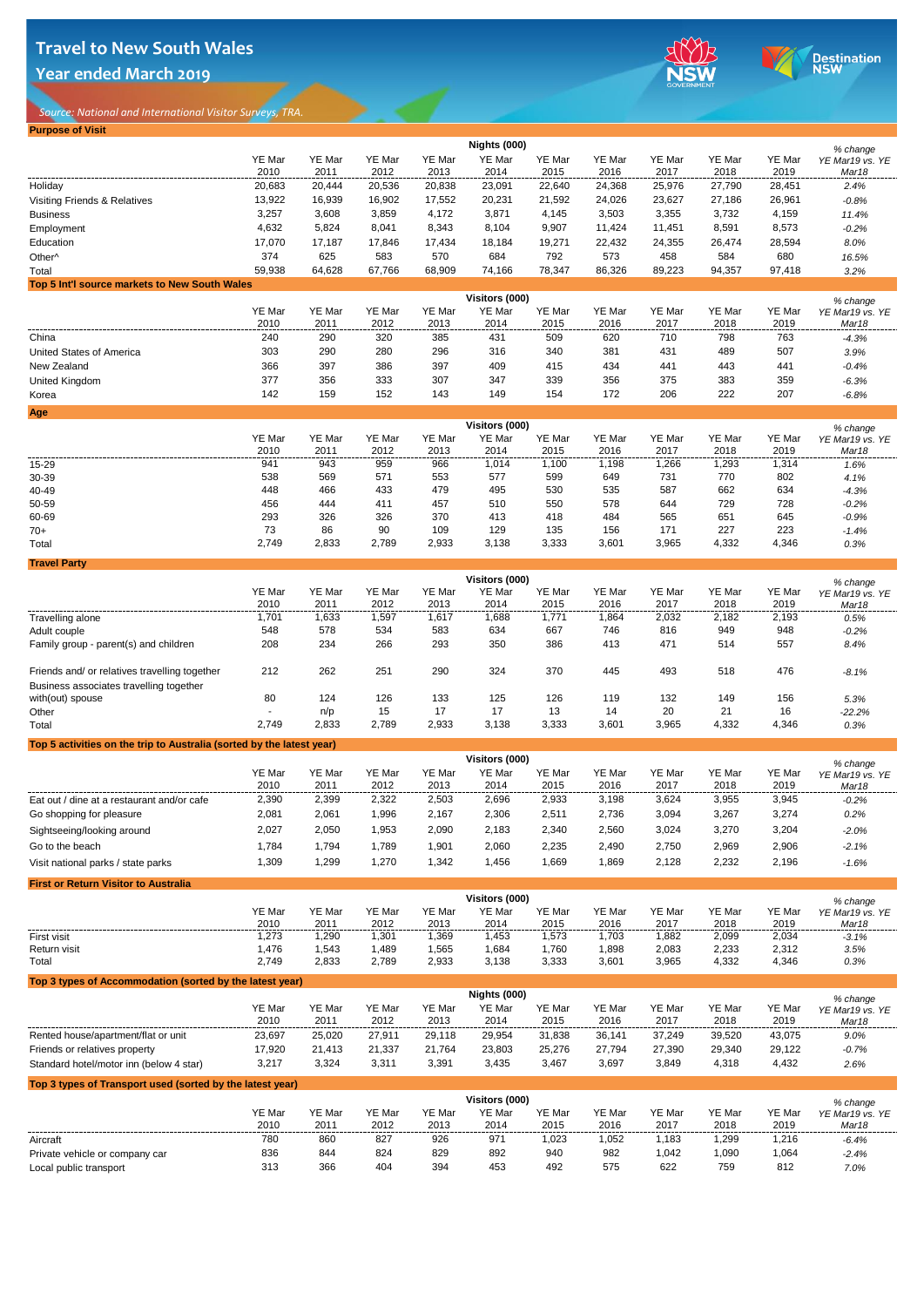# Travel to New South Wales

## Year ended March 2019

*Source: National and International Visitor Surveys, TRA.*

### Purpose of Visit

| | Nights (000) | | | | | | | | | | % change |
|---|---|---|---|---|---|---|---|---|---|---|---|
| | YE Mar 2010 | YE Mar 2011 | YE Mar 2012 | YE Mar 2013 | YE Mar 2014 | YE Mar 2015 | YE Mar 2016 | YE Mar 2017 | YE Mar 2018 | YE Mar 2019 | YE Mar19 vs. YE Mar18 |
| Holiday | 20,683 | 20,444 | 20,536 | 20,838 | 23,091 | 22,640 | 24,368 | 25,976 | 27,790 | 28,451 | 2.4% |
| Visiting Friends & Relatives | 13,922 | 16,939 | 16,902 | 17,552 | 20,231 | 21,592 | 24,026 | 23,627 | 27,186 | 26,961 | -0.8% |
| Business | 3,257 | 3,608 | 3,859 | 4,172 | 3,871 | 4,145 | 3,503 | 3,355 | 3,732 | 4,159 | 11.4% |
| Employment | 4,632 | 5,824 | 8,041 | 8,343 | 8,104 | 9,907 | 11,424 | 11,451 | 8,591 | 8,573 | -0.2% |
| Education | 17,070 | 17,187 | 17,846 | 17,434 | 18,184 | 19,271 | 22,432 | 24,355 | 26,474 | 28,594 | 8.0% |
| Other^ | 374 | 625 | 583 | 570 | 684 | 792 | 573 | 458 | 584 | 680 | 16.5% |
| Total | 59,938 | 64,628 | 67,766 | 68,909 | 74,166 | 78,347 | 86,326 | 89,223 | 94,357 | 97,418 | 3.2% |

### Top 5 Int'l source markets to New South Wales

| | Visitors (000) | | | | | | | | | | % change |
|---|---|---|---|---|---|---|---|---|---|---|---|
| | YE Mar 2010 | YE Mar 2011 | YE Mar 2012 | YE Mar 2013 | YE Mar 2014 | YE Mar 2015 | YE Mar 2016 | YE Mar 2017 | YE Mar 2018 | YE Mar 2019 | YE Mar19 vs. YE Mar18 |
| China | 240 | 290 | 320 | 385 | 431 | 509 | 620 | 710 | 798 | 763 | -4.3% |
| United States of America | 303 | 290 | 280 | 296 | 316 | 340 | 381 | 431 | 489 | 507 | 3.9% |
| New Zealand | 366 | 397 | 386 | 397 | 409 | 415 | 434 | 441 | 443 | 441 | -0.4% |
| United Kingdom | 377 | 356 | 333 | 307 | 347 | 339 | 356 | 375 | 383 | 359 | -6.3% |
| Korea | 142 | 159 | 152 | 143 | 149 | 154 | 172 | 206 | 222 | 207 | -6.8% |

### Age

| | Visitors (000) | | | | | | | | | | % change |
|---|---|---|---|---|---|---|---|---|---|---|---|
| | YE Mar 2010 | YE Mar 2011 | YE Mar 2012 | YE Mar 2013 | YE Mar 2014 | YE Mar 2015 | YE Mar 2016 | YE Mar 2017 | YE Mar 2018 | YE Mar 2019 | YE Mar19 vs. YE Mar18 |
| 15-29 | 941 | 943 | 959 | 966 | 1,014 | 1,100 | 1,198 | 1,266 | 1,293 | 1,314 | 1.6% |
| 30-39 | 538 | 569 | 571 | 553 | 577 | 599 | 649 | 731 | 770 | 802 | 4.1% |
| 40-49 | 448 | 466 | 433 | 479 | 495 | 530 | 535 | 587 | 662 | 634 | -4.3% |
| 50-59 | 456 | 444 | 411 | 457 | 510 | 550 | 578 | 644 | 729 | 728 | -0.2% |
| 60-69 | 293 | 326 | 326 | 370 | 413 | 418 | 484 | 565 | 651 | 645 | -0.9% |
| 70+ | 73 | 86 | 90 | 109 | 129 | 135 | 156 | 171 | 227 | 223 | -1.4% |
| Total | 2,749 | 2,833 | 2,789 | 2,933 | 3,138 | 3,333 | 3,601 | 3,965 | 4,332 | 4,346 | 0.3% |

### Travel Party

| | Visitors (000) | | | | | | | | | | % change |
|---|---|---|---|---|---|---|---|---|---|---|---|
| | YE Mar 2010 | YE Mar 2011 | YE Mar 2012 | YE Mar 2013 | YE Mar 2014 | YE Mar 2015 | YE Mar 2016 | YE Mar 2017 | YE Mar 2018 | YE Mar 2019 | YE Mar19 vs. YE Mar18 |
| Travelling alone | 1,701 | 1,633 | 1,597 | 1,617 | 1,688 | 1,771 | 1,864 | 2,032 | 2,182 | 2,193 | 0.5% |
| Adult couple | 548 | 578 | 534 | 583 | 634 | 667 | 746 | 816 | 949 | 948 | -0.2% |
| Family group - parent(s) and children | 208 | 234 | 266 | 293 | 350 | 386 | 413 | 471 | 514 | 557 | 8.4% |
| Friends and/ or relatives travelling together | 212 | 262 | 251 | 290 | 324 | 370 | 445 | 493 | 518 | 476 | -8.1% |
| Business associates travelling together with(out) spouse | 80 | 124 | 126 | 133 | 125 | 126 | 119 | 132 | 149 | 156 | 5.3% |
| Other | - | n/p | 15 | 17 | 17 | 13 | 14 | 20 | 21 | 16 | -22.2% |
| Total | 2,749 | 2,833 | 2,789 | 2,933 | 3,138 | 3,333 | 3,601 | 3,965 | 4,332 | 4,346 | 0.3% |

### Top 5 activities on the trip to Australia (sorted by the latest year)

| | Visitors (000) | | | | | | | | | | % change |
|---|---|---|---|---|---|---|---|---|---|---|---|
| | YE Mar 2010 | YE Mar 2011 | YE Mar 2012 | YE Mar 2013 | YE Mar 2014 | YE Mar 2015 | YE Mar 2016 | YE Mar 2017 | YE Mar 2018 | YE Mar 2019 | YE Mar19 vs. YE Mar18 |
| Eat out / dine at a restaurant and/or cafe | 2,390 | 2,399 | 2,322 | 2,503 | 2,696 | 2,933 | 3,198 | 3,624 | 3,955 | 3,945 | -0.2% |
| Go shopping for pleasure | 2,081 | 2,061 | 1,996 | 2,167 | 2,306 | 2,511 | 2,736 | 3,094 | 3,267 | 3,274 | 0.2% |
| Sightseeing/looking around | 2,027 | 2,050 | 1,953 | 2,090 | 2,183 | 2,340 | 2,560 | 3,024 | 3,270 | 3,204 | -2.0% |
| Go to the beach | 1,784 | 1,794 | 1,789 | 1,901 | 2,060 | 2,235 | 2,490 | 2,750 | 2,969 | 2,906 | -2.1% |
| Visit national parks / state parks | 1,309 | 1,299 | 1,270 | 1,342 | 1,456 | 1,669 | 1,869 | 2,128 | 2,232 | 2,196 | -1.6% |

### First or Return Visitor to Australia

| | Visitors (000) | | | | | | | | | | % change |
|---|---|---|---|---|---|---|---|---|---|---|---|
| | YE Mar 2010 | YE Mar 2011 | YE Mar 2012 | YE Mar 2013 | YE Mar 2014 | YE Mar 2015 | YE Mar 2016 | YE Mar 2017 | YE Mar 2018 | YE Mar 2019 | YE Mar19 vs. YE Mar18 |
| First visit | 1,273 | 1,290 | 1,301 | 1,369 | 1,453 | 1,573 | 1,703 | 1,882 | 2,099 | 2,034 | -3.1% |
| Return visit | 1,476 | 1,543 | 1,489 | 1,565 | 1,684 | 1,760 | 1,898 | 2,083 | 2,233 | 2,312 | 3.5% |
| Total | 2,749 | 2,833 | 2,789 | 2,933 | 3,138 | 3,333 | 3,601 | 3,965 | 4,332 | 4,346 | 0.3% |

### Top 3 types of Accommodation (sorted by the latest year)

| | Nights (000) | | | | | | | | | | % change |
|---|---|---|---|---|---|---|---|---|---|---|---|
| | YE Mar 2010 | YE Mar 2011 | YE Mar 2012 | YE Mar 2013 | YE Mar 2014 | YE Mar 2015 | YE Mar 2016 | YE Mar 2017 | YE Mar 2018 | YE Mar 2019 | YE Mar19 vs. YE Mar18 |
| Rented house/apartment/flat or unit | 23,697 | 25,020 | 27,911 | 29,118 | 29,954 | 31,838 | 36,141 | 37,249 | 39,520 | 43,075 | 9.0% |
| Friends or relatives property | 17,920 | 21,413 | 21,337 | 21,764 | 23,803 | 25,276 | 27,794 | 27,390 | 29,340 | 29,122 | -0.7% |
| Standard hotel/motor inn (below 4 star) | 3,217 | 3,324 | 3,311 | 3,391 | 3,435 | 3,467 | 3,697 | 3,849 | 4,318 | 4,432 | 2.6% |

### Top 3 types of Transport used (sorted by the latest year)

| | Visitors (000) | | | | | | | | | | % change |
|---|---|---|---|---|---|---|---|---|---|---|---|
| | YE Mar 2010 | YE Mar 2011 | YE Mar 2012 | YE Mar 2013 | YE Mar 2014 | YE Mar 2015 | YE Mar 2016 | YE Mar 2017 | YE Mar 2018 | YE Mar 2019 | YE Mar19 vs. YE Mar18 |
| Aircraft | 780 | 860 | 827 | 926 | 971 | 1,023 | 1,052 | 1,183 | 1,299 | 1,216 | -6.4% |
| Private vehicle or company car | 836 | 844 | 824 | 829 | 892 | 940 | 982 | 1,042 | 1,090 | 1,064 | -2.4% |
| Local public transport | 313 | 366 | 404 | 394 | 453 | 492 | 575 | 622 | 759 | 812 | 7.0% |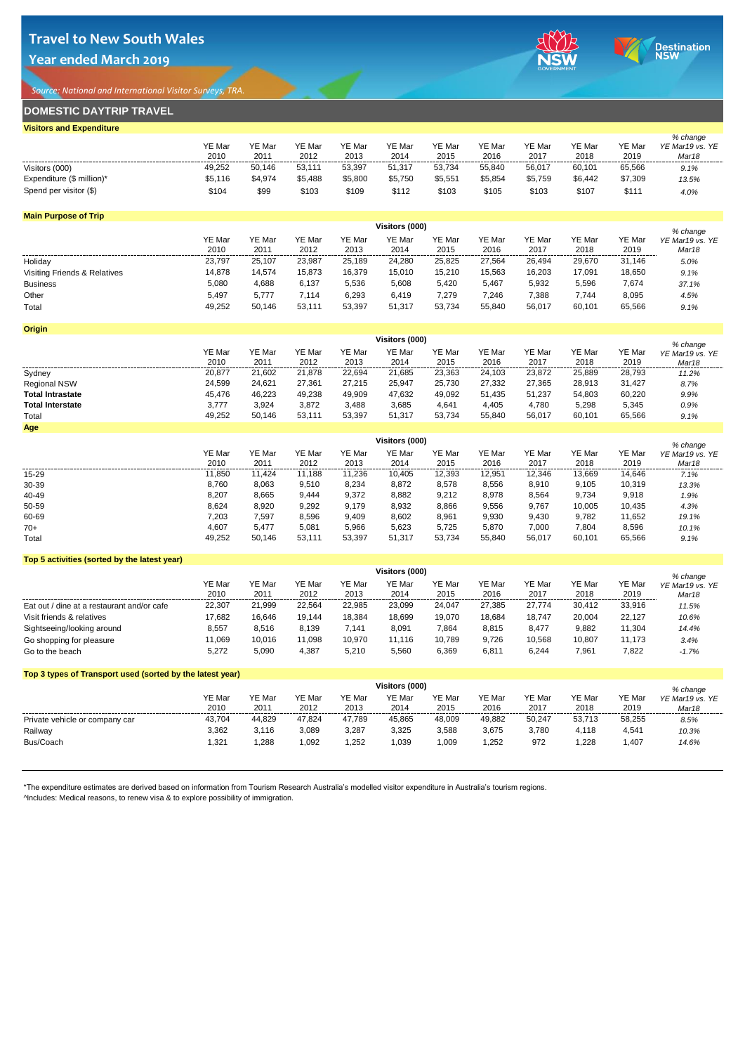# Travel to New South Wales

## Year ended March 2019

*Source: National and International Visitor Surveys, TRA.*

## DOMESTIC DAYTRIP TRAVEL

### Visitors and Expenditure

| | YE Mar 2010 | YE Mar 2011 | YE Mar 2012 | YE Mar 2013 | YE Mar 2014 | YE Mar 2015 | YE Mar 2016 | YE Mar 2017 | YE Mar 2018 | YE Mar 2019 | % change YE Mar19 vs. YE Mar18 |
|---|---|---|---|---|---|---|---|---|---|---|---|
| Visitors (000) | 49,252 | 50,146 | 53,111 | 53,397 | 51,317 | 53,734 | 55,840 | 56,017 | 60,101 | 65,566 | 9.1% |
| Expenditure ($ million)* | $5,116 | $4,974 | $5,488 | $5,800 | $5,750 | $5,551 | $5,854 | $5,759 | $6,442 | $7,309 | 13.5% |
| Spend per visitor ($) | $104 | $99 | $103 | $109 | $112 | $103 | $105 | $103 | $107 | $111 | 4.0% |

### Main Purpose of Trip

| | Visitors (000) | | | | | | | | | | |
|---|---|---|---|---|---|---|---|---|---|---|---|
| | YE Mar 2010 | YE Mar 2011 | YE Mar 2012 | YE Mar 2013 | YE Mar 2014 | YE Mar 2015 | YE Mar 2016 | YE Mar 2017 | YE Mar 2018 | YE Mar 2019 | % change YE Mar19 vs. YE Mar18 |
| Holiday | 23,797 | 25,107 | 23,987 | 25,189 | 24,280 | 25,825 | 27,564 | 26,494 | 29,670 | 31,146 | 5.0% |
| Visiting Friends & Relatives | 14,878 | 14,574 | 15,873 | 16,379 | 15,010 | 15,210 | 15,563 | 16,203 | 17,091 | 18,650 | 9.1% |
| Business | 5,080 | 4,688 | 6,137 | 5,536 | 5,608 | 5,420 | 5,467 | 5,932 | 5,596 | 7,674 | 37.1% |
| Other | 5,497 | 5,777 | 7,114 | 6,293 | 6,419 | 7,279 | 7,246 | 7,388 | 7,744 | 8,095 | 4.5% |
| Total | 49,252 | 50,146 | 53,111 | 53,397 | 51,317 | 53,734 | 55,840 | 56,017 | 60,101 | 65,566 | 9.1% |

### Origin

| | Visitors (000) | | | | | | | | | | |
|---|---|---|---|---|---|---|---|---|---|---|---|
| | YE Mar 2010 | YE Mar 2011 | YE Mar 2012 | YE Mar 2013 | YE Mar 2014 | YE Mar 2015 | YE Mar 2016 | YE Mar 2017 | YE Mar 2018 | YE Mar 2019 | % change YE Mar19 vs. YE Mar18 |
| Sydney | 20,877 | 21,602 | 21,878 | 22,694 | 21,685 | 23,363 | 24,103 | 23,872 | 25,889 | 28,793 | 11.2% |
| Regional NSW | 24,599 | 24,621 | 27,361 | 27,215 | 25,947 | 25,730 | 27,332 | 27,365 | 28,913 | 31,427 | 8.7% |
| **Total Intrastate** | 45,476 | 46,223 | 49,238 | 49,909 | 47,632 | 49,092 | 51,435 | 51,237 | 54,803 | 60,220 | 9.9% |
| **Total Interstate** | 3,777 | 3,924 | 3,872 | 3,488 | 3,685 | 4,641 | 4,405 | 4,780 | 5,298 | 5,345 | 0.9% |
| Total | 49,252 | 50,146 | 53,111 | 53,397 | 51,317 | 53,734 | 55,840 | 56,017 | 60,101 | 65,566 | 9.1% |

### Age

| | Visitors (000) | | | | | | | | | | |
|---|---|---|---|---|---|---|---|---|---|---|---|
| | YE Mar 2010 | YE Mar 2011 | YE Mar 2012 | YE Mar 2013 | YE Mar 2014 | YE Mar 2015 | YE Mar 2016 | YE Mar 2017 | YE Mar 2018 | YE Mar 2019 | % change YE Mar19 vs. YE Mar18 |
| 15-29 | 11,850 | 11,424 | 11,188 | 11,236 | 10,405 | 12,393 | 12,951 | 12,346 | 13,669 | 14,646 | 7.1% |
| 30-39 | 8,760 | 8,063 | 9,510 | 8,234 | 8,872 | 8,578 | 8,556 | 8,910 | 9,105 | 10,319 | 13.3% |
| 40-49 | 8,207 | 8,665 | 9,444 | 9,372 | 8,882 | 9,212 | 8,978 | 8,564 | 9,734 | 9,918 | 1.9% |
| 50-59 | 8,624 | 8,920 | 9,292 | 9,179 | 8,932 | 8,866 | 9,556 | 9,767 | 10,005 | 10,435 | 4.3% |
| 60-69 | 7,203 | 7,597 | 8,596 | 9,409 | 8,602 | 8,961 | 9,930 | 9,430 | 9,782 | 11,652 | 19.1% |
| 70+ | 4,607 | 5,477 | 5,081 | 5,966 | 5,623 | 5,725 | 5,870 | 7,000 | 7,804 | 8,596 | 10.1% |
| Total | 49,252 | 50,146 | 53,111 | 53,397 | 51,317 | 53,734 | 55,840 | 56,017 | 60,101 | 65,566 | 9.1% |

### Top 5 activities (sorted by the latest year)

| | Visitors (000) | | | | | | | | | | |
|---|---|---|---|---|---|---|---|---|---|---|---|
| | YE Mar 2010 | YE Mar 2011 | YE Mar 2012 | YE Mar 2013 | YE Mar 2014 | YE Mar 2015 | YE Mar 2016 | YE Mar 2017 | YE Mar 2018 | YE Mar 2019 | % change YE Mar19 vs. YE Mar18 |
| Eat out / dine at a restaurant and/or cafe | 22,307 | 21,999 | 22,564 | 22,985 | 23,099 | 24,047 | 27,385 | 27,774 | 30,412 | 33,916 | 11.5% |
| Visit friends & relatives | 17,682 | 16,646 | 19,144 | 18,384 | 18,699 | 19,070 | 18,684 | 18,747 | 20,004 | 22,127 | 10.6% |
| Sightseeing/looking around | 8,557 | 8,516 | 8,139 | 7,141 | 8,091 | 7,864 | 8,815 | 8,477 | 9,882 | 11,304 | 14.4% |
| Go shopping for pleasure | 11,069 | 10,016 | 11,098 | 10,970 | 11,116 | 10,789 | 9,726 | 10,568 | 10,807 | 11,173 | 3.4% |
| Go to the beach | 5,272 | 5,090 | 4,387 | 5,210 | 5,560 | 6,369 | 6,811 | 6,244 | 7,961 | 7,822 | -1.7% |

### Top 3 types of Transport used (sorted by the latest year)

| | Visitors (000) | | | | | | | | | | |
|---|---|---|---|---|---|---|---|---|---|---|---|
| | YE Mar 2010 | YE Mar 2011 | YE Mar 2012 | YE Mar 2013 | YE Mar 2014 | YE Mar 2015 | YE Mar 2016 | YE Mar 2017 | YE Mar 2018 | YE Mar 2019 | % change YE Mar19 vs. YE Mar18 |
| Private vehicle or company car | 43,704 | 44,829 | 47,824 | 47,789 | 45,865 | 48,009 | 49,882 | 50,247 | 53,713 | 58,255 | 8.5% |
| Railway | 3,362 | 3,116 | 3,089 | 3,287 | 3,325 | 3,588 | 3,675 | 3,780 | 4,118 | 4,541 | 10.3% |
| Bus/Coach | 1,321 | 1,288 | 1,092 | 1,252 | 1,039 | 1,009 | 1,252 | 972 | 1,228 | 1,407 | 14.6% |

*The expenditure estimates are derived based on information from Tourism Research Australia's modelled visitor expenditure in Australia's tourism regions.

^Includes: Medical reasons, to renew visa & to explore possibility of immigration.